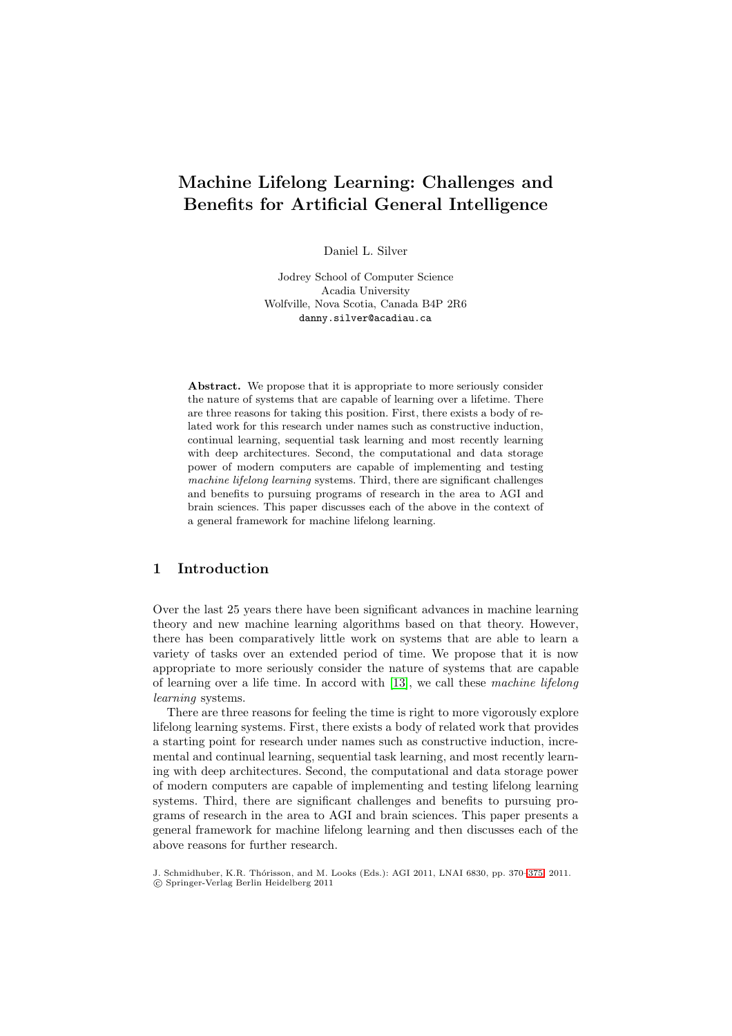# Machine Lifelong Learning: Challenges and Benefits for Artificial General Intelligence

Daniel L. Silver

Jodrey School of Computer Science
Acadia University
Wolfville, Nova Scotia, Canada B4P 2R6
danny.silver@acadiau.ca

**Abstract.** We propose that it is appropriate to more seriously consider the nature of systems that are capable of learning over a lifetime. There are three reasons for taking this position. First, there exists a body of related work for this research under names such as constructive induction, continual learning, sequential task learning and most recently learning with deep architectures. Second, the computational and data storage power of modern computers are capable of implementing and testing *machine lifelong learning* systems. Third, there are significant challenges and benefits to pursuing programs of research in the area to AGI and brain sciences. This paper discusses each of the above in the context of a general framework for machine lifelong learning.

## 1 Introduction

Over the last 25 years there have been significant advances in machine learning theory and new machine learning algorithms based on that theory. However, there has been comparatively little work on systems that are able to learn a variety of tasks over an extended period of time. We propose that it is now appropriate to more seriously consider the nature of systems that are capable of learning over a life time. In accord with [13], we call these *machine lifelong learning* systems.

There are three reasons for feeling the time is right to more vigorously explore lifelong learning systems. First, there exists a body of related work that provides a starting point for research under names such as constructive induction, incremental and continual learning, sequential task learning, and most recently learning with deep architectures. Second, the computational and data storage power of modern computers are capable of implementing and testing lifelong learning systems. Third, there are significant challenges and benefits to pursuing programs of research in the area to AGI and brain sciences. This paper presents a general framework for machine lifelong learning and then discusses each of the above reasons for further research.

J. Schmidhuber, K.R. Thórisson, and M. Looks (Eds.): AGI 2011, LNAI 6830, pp. 370–375, 2011.
© Springer-Verlag Berlin Heidelberg 2011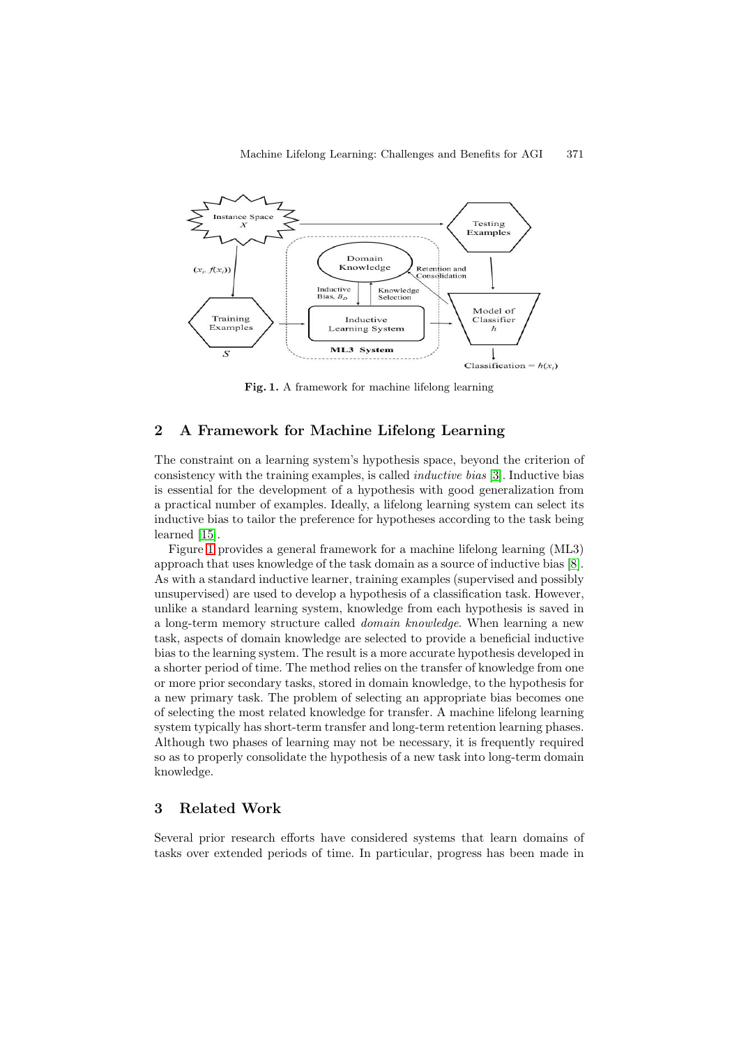Fig. 1. A framework for machine lifelong learning

## 2 A Framework for Machine Lifelong Learning

The constraint on a learning system's hypothesis space, beyond the criterion of consistency with the training examples, is called *inductive bias* [3]. Inductive bias is essential for the development of a hypothesis with good generalization from a practical number of examples. Ideally, a lifelong learning system can select its inductive bias to tailor the preference for hypotheses according to the task being learned [15].

Figure 1 provides a general framework for a machine lifelong learning (ML3) approach that uses knowledge of the task domain as a source of inductive bias [8]. As with a standard inductive learner, training examples (supervised and possibly unsupervised) are used to develop a hypothesis of a classification task. However, unlike a standard learning system, knowledge from each hypothesis is saved in a long-term memory structure called *domain knowledge*. When learning a new task, aspects of domain knowledge are selected to provide a beneficial inductive bias to the learning system. The result is a more accurate hypothesis developed in a shorter period of time. The method relies on the transfer of knowledge from one or more prior secondary tasks, stored in domain knowledge, to the hypothesis for a new primary task. The problem of selecting an appropriate bias becomes one of selecting the most related knowledge for transfer. A machine lifelong learning system typically has short-term transfer and long-term retention learning phases. Although two phases of learning may not be necessary, it is frequently required so as to properly consolidate the hypothesis of a new task into long-term domain knowledge.

## 3 Related Work

Several prior research efforts have considered systems that learn domains of tasks over extended periods of time. In particular, progress has been made in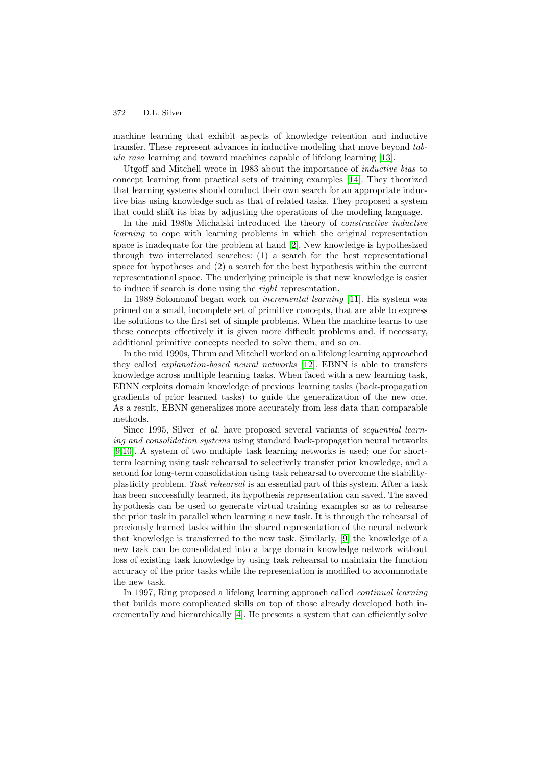machine learning that exhibit aspects of knowledge retention and inductive transfer. These represent advances in inductive modeling that move beyond *tabula rasa* learning and toward machines capable of lifelong learning [13].

Utgoff and Mitchell wrote in 1983 about the importance of *inductive bias* to concept learning from practical sets of training examples [14]. They theorized that learning systems should conduct their own search for an appropriate inductive bias using knowledge such as that of related tasks. They proposed a system that could shift its bias by adjusting the operations of the modeling language.

In the mid 1980s Michalski introduced the theory of *constructive inductive learning* to cope with learning problems in which the original representation space is inadequate for the problem at hand [2]. New knowledge is hypothesized through two interrelated searches: (1) a search for the best representational space for hypotheses and (2) a search for the best hypothesis within the current representational space. The underlying principle is that new knowledge is easier to induce if search is done using the *right* representation.

In 1989 Solomonof began work on *incremental learning* [11]. His system was primed on a small, incomplete set of primitive concepts, that are able to express the solutions to the first set of simple problems. When the machine learns to use these concepts effectively it is given more difficult problems and, if necessary, additional primitive concepts needed to solve them, and so on.

In the mid 1990s, Thrun and Mitchell worked on a lifelong learning approached they called *explanation-based neural networks* [12]. EBNN is able to transfers knowledge across multiple learning tasks. When faced with a new learning task, EBNN exploits domain knowledge of previous learning tasks (back-propagation gradients of prior learned tasks) to guide the generalization of the new one. As a result, EBNN generalizes more accurately from less data than comparable methods.

Since 1995, Silver *et al.* have proposed several variants of *sequential learning and consolidation systems* using standard back-propagation neural networks [9,10]. A system of two multiple task learning networks is used; one for short-term learning using task rehearsal to selectively transfer prior knowledge, and a second for long-term consolidation using task rehearsal to overcome the stability-plasticity problem. *Task rehearsal* is an essential part of this system. After a task has been successfully learned, its hypothesis representation can saved. The saved hypothesis can be used to generate virtual training examples so as to rehearse the prior task in parallel when learning a new task. It is through the rehearsal of previously learned tasks within the shared representation of the neural network that knowledge is transferred to the new task. Similarly, [9] the knowledge of a new task can be consolidated into a large domain knowledge network without loss of existing task knowledge by using task rehearsal to maintain the function accuracy of the prior tasks while the representation is modified to accommodate the new task.

In 1997, Ring proposed a lifelong learning approach called *continual learning* that builds more complicated skills on top of those already developed both incrementally and hierarchically [4]. He presents a system that can efficiently solve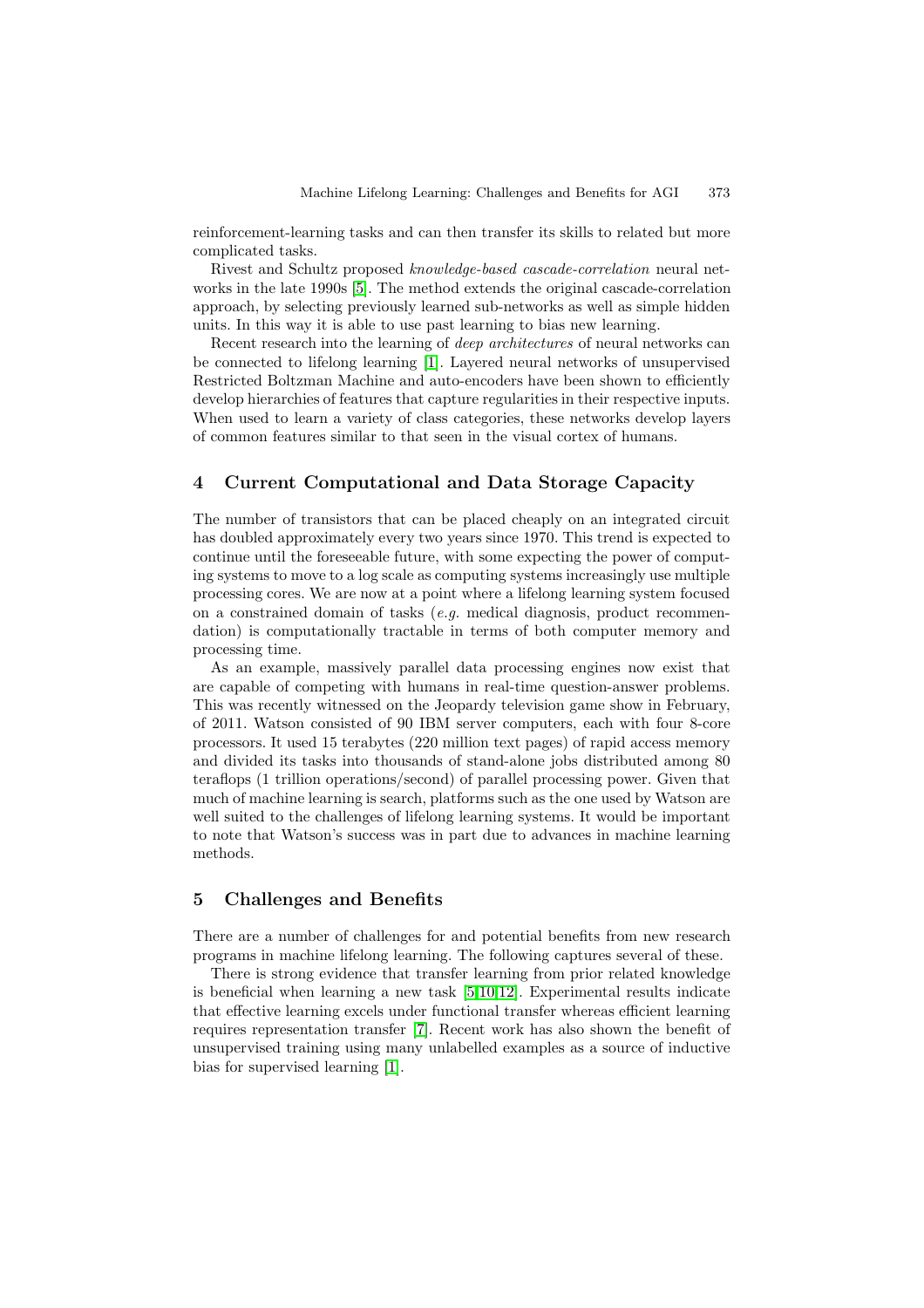reinforcement-learning tasks and can then transfer its skills to related but more complicated tasks.

Rivest and Schultz proposed *knowledge-based cascade-correlation* neural networks in the late 1990s [5]. The method extends the original cascade-correlation approach, by selecting previously learned sub-networks as well as simple hidden units. In this way it is able to use past learning to bias new learning.

Recent research into the learning of *deep architectures* of neural networks can be connected to lifelong learning [1]. Layered neural networks of unsupervised Restricted Boltzman Machine and auto-encoders have been shown to efficiently develop hierarchies of features that capture regularities in their respective inputs. When used to learn a variety of class categories, these networks develop layers of common features similar to that seen in the visual cortex of humans.

## 4 Current Computational and Data Storage Capacity

The number of transistors that can be placed cheaply on an integrated circuit has doubled approximately every two years since 1970. This trend is expected to continue until the foreseeable future, with some expecting the power of computing systems to move to a log scale as computing systems increasingly use multiple processing cores. We are now at a point where a lifelong learning system focused on a constrained domain of tasks (*e.g.* medical diagnosis, product recommendation) is computationally tractable in terms of both computer memory and processing time.

As an example, massively parallel data processing engines now exist that are capable of competing with humans in real-time question-answer problems. This was recently witnessed on the Jeopardy television game show in February, of 2011. Watson consisted of 90 IBM server computers, each with four 8-core processors. It used 15 terabytes (220 million text pages) of rapid access memory and divided its tasks into thousands of stand-alone jobs distributed among 80 teraflops (1 trillion operations/second) of parallel processing power. Given that much of machine learning is search, platforms such as the one used by Watson are well suited to the challenges of lifelong learning systems. It would be important to note that Watson's success was in part due to advances in machine learning methods.

## 5 Challenges and Benefits

There are a number of challenges for and potential benefits from new research programs in machine lifelong learning. The following captures several of these.

There is strong evidence that transfer learning from prior related knowledge is beneficial when learning a new task [5,10,12]. Experimental results indicate that effective learning excels under functional transfer whereas efficient learning requires representation transfer [7]. Recent work has also shown the benefit of unsupervised training using many unlabelled examples as a source of inductive bias for supervised learning [1].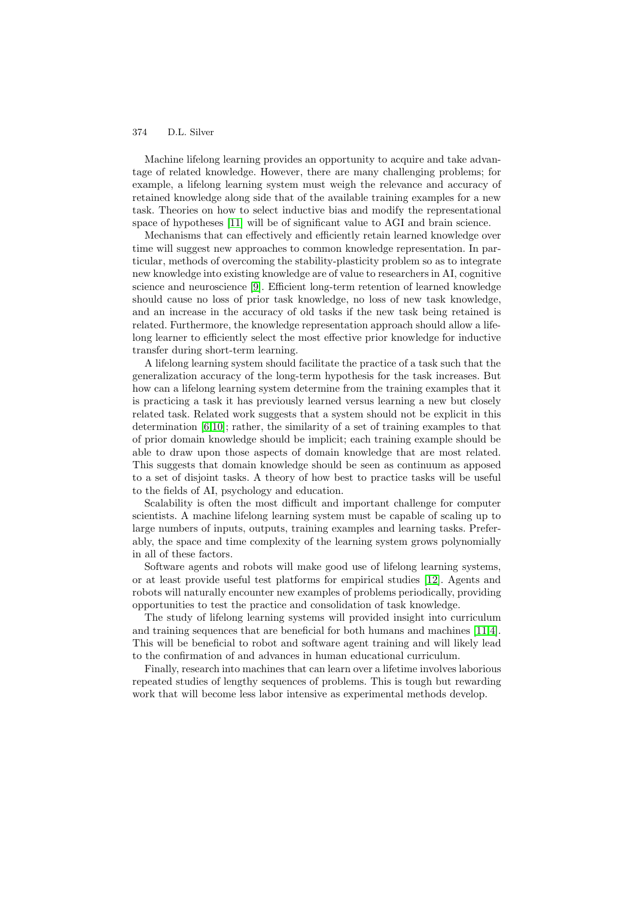Machine lifelong learning provides an opportunity to acquire and take advantage of related knowledge. However, there are many challenging problems; for example, a lifelong learning system must weigh the relevance and accuracy of retained knowledge along side that of the available training examples for a new task. Theories on how to select inductive bias and modify the representational space of hypotheses [11] will be of significant value to AGI and brain science.

Mechanisms that can effectively and efficiently retain learned knowledge over time will suggest new approaches to common knowledge representation. In particular, methods of overcoming the stability-plasticity problem so as to integrate new knowledge into existing knowledge are of value to researchers in AI, cognitive science and neuroscience [9]. Efficient long-term retention of learned knowledge should cause no loss of prior task knowledge, no loss of new task knowledge, and an increase in the accuracy of old tasks if the new task being retained is related. Furthermore, the knowledge representation approach should allow a lifelong learner to efficiently select the most effective prior knowledge for inductive transfer during short-term learning.

A lifelong learning system should facilitate the practice of a task such that the generalization accuracy of the long-term hypothesis for the task increases. But how can a lifelong learning system determine from the training examples that it is practicing a task it has previously learned versus learning a new but closely related task. Related work suggests that a system should not be explicit in this determination [6,10]; rather, the similarity of a set of training examples to that of prior domain knowledge should be implicit; each training example should be able to draw upon those aspects of domain knowledge that are most related. This suggests that domain knowledge should be seen as continuum as apposed to a set of disjoint tasks. A theory of how best to practice tasks will be useful to the fields of AI, psychology and education.

Scalability is often the most difficult and important challenge for computer scientists. A machine lifelong learning system must be capable of scaling up to large numbers of inputs, outputs, training examples and learning tasks. Preferably, the space and time complexity of the learning system grows polynomially in all of these factors.

Software agents and robots will make good use of lifelong learning systems, or at least provide useful test platforms for empirical studies [12]. Agents and robots will naturally encounter new examples of problems periodically, providing opportunities to test the practice and consolidation of task knowledge.

The study of lifelong learning systems will provided insight into curriculum and training sequences that are beneficial for both humans and machines [11,4]. This will be beneficial to robot and software agent training and will likely lead to the confirmation of and advances in human educational curriculum.

Finally, research into machines that can learn over a lifetime involves laborious repeated studies of lengthy sequences of problems. This is tough but rewarding work that will become less labor intensive as experimental methods develop.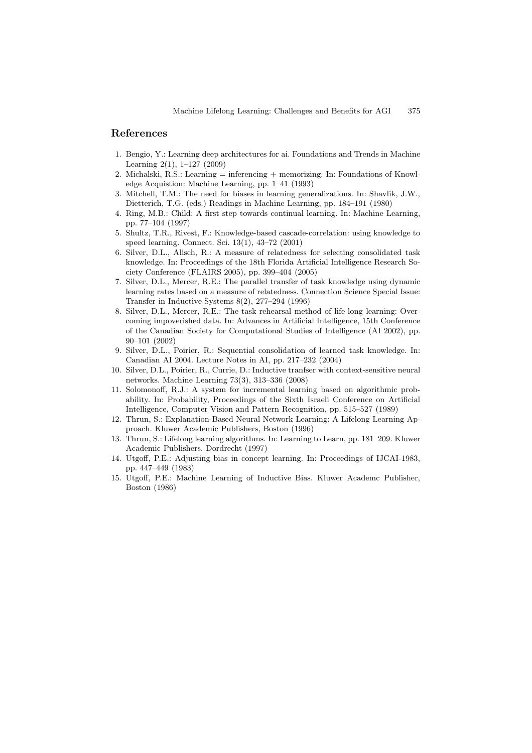## References

1. Bengio, Y.: Learning deep architectures for ai. Foundations and Trends in Machine Learning 2(1), 1–127 (2009)
2. Michalski, R.S.: Learning = inferencing + memorizing. In: Foundations of Knowledge Acquistion: Machine Learning, pp. 1–41 (1993)
3. Mitchell, T.M.: The need for biases in learning generalizations. In: Shavlik, J.W., Dietterich, T.G. (eds.) Readings in Machine Learning, pp. 184–191 (1980)
4. Ring, M.B.: Child: A first step towards continual learning. In: Machine Learning, pp. 77–104 (1997)
5. Shultz, T.R., Rivest, F.: Knowledge-based cascade-correlation: using knowledge to speed learning. Connect. Sci. 13(1), 43–72 (2001)
6. Silver, D.L., Alisch, R.: A measure of relatedness for selecting consolidated task knowledge. In: Proceedings of the 18th Florida Artificial Intelligence Research Society Conference (FLAIRS 2005), pp. 399–404 (2005)
7. Silver, D.L., Mercer, R.E.: The parallel transfer of task knowledge using dynamic learning rates based on a measure of relatedness. Connection Science Special Issue: Transfer in Inductive Systems 8(2), 277–294 (1996)
8. Silver, D.L., Mercer, R.E.: The task rehearsal method of life-long learning: Overcoming impoverished data. In: Advances in Artificial Intelligence, 15th Conference of the Canadian Society for Computational Studies of Intelligence (AI 2002), pp. 90–101 (2002)
9. Silver, D.L., Poirier, R.: Sequential consolidation of learned task knowledge. In: Canadian AI 2004. Lecture Notes in AI, pp. 217–232 (2004)
10. Silver, D.L., Poirier, R., Currie, D.: Inductive tranfser with context-sensitive neural networks. Machine Learning 73(3), 313–336 (2008)
11. Solomonoff, R.J.: A system for incremental learning based on algorithmic probability. In: Probability, Proceedings of the Sixth Israeli Conference on Artificial Intelligence, Computer Vision and Pattern Recognition, pp. 515–527 (1989)
12. Thrun, S.: Explanation-Based Neural Network Learning: A Lifelong Learning Approach. Kluwer Academic Publishers, Boston (1996)
13. Thrun, S.: Lifelong learning algorithms. In: Learning to Learn, pp. 181–209. Kluwer Academic Publishers, Dordrecht (1997)
14. Utgoff, P.E.: Adjusting bias in concept learning. In: Proceedings of IJCAI-1983, pp. 447–449 (1983)
15. Utgoff, P.E.: Machine Learning of Inductive Bias. Kluwer Academc Publisher, Boston (1986)